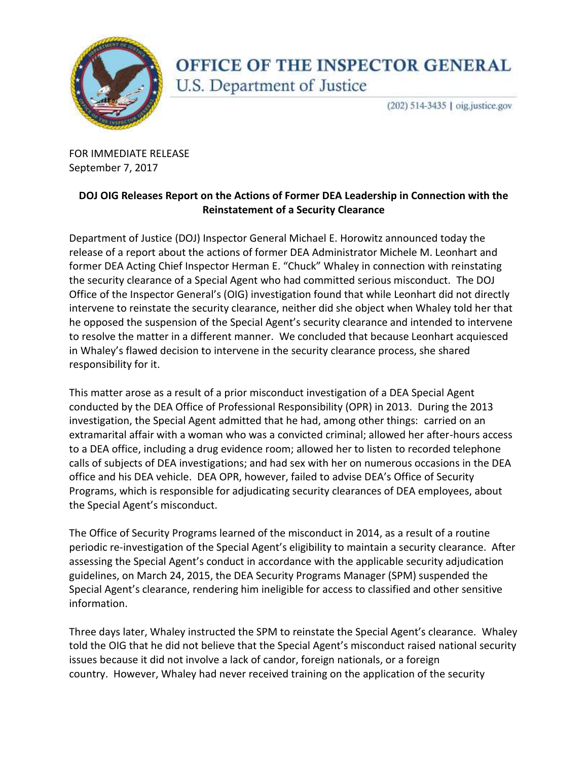# OFFICE OF THE INSPECTOR GENERAL
U.S. Department of Justice

(202) 514-3435 | oig.justice.gov

FOR IMMEDIATE RELEASE
September 7, 2017

**DOJ OIG Releases Report on the Actions of Former DEA Leadership in Connection with the Reinstatement of a Security Clearance**

Department of Justice (DOJ) Inspector General Michael E. Horowitz announced today the release of a report about the actions of former DEA Administrator Michele M. Leonhart and former DEA Acting Chief Inspector Herman E. "Chuck" Whaley in connection with reinstating the security clearance of a Special Agent who had committed serious misconduct. The DOJ Office of the Inspector General's (OIG) investigation found that while Leonhart did not directly intervene to reinstate the security clearance, neither did she object when Whaley told her that he opposed the suspension of the Special Agent's security clearance and intended to intervene to resolve the matter in a different manner. We concluded that because Leonhart acquiesced in Whaley's flawed decision to intervene in the security clearance process, she shared responsibility for it.

This matter arose as a result of a prior misconduct investigation of a DEA Special Agent conducted by the DEA Office of Professional Responsibility (OPR) in 2013. During the 2013 investigation, the Special Agent admitted that he had, among other things: carried on an extramarital affair with a woman who was a convicted criminal; allowed her after-hours access to a DEA office, including a drug evidence room; allowed her to listen to recorded telephone calls of subjects of DEA investigations; and had sex with her on numerous occasions in the DEA office and his DEA vehicle. DEA OPR, however, failed to advise DEA's Office of Security Programs, which is responsible for adjudicating security clearances of DEA employees, about the Special Agent's misconduct.

The Office of Security Programs learned of the misconduct in 2014, as a result of a routine periodic re-investigation of the Special Agent's eligibility to maintain a security clearance. After assessing the Special Agent's conduct in accordance with the applicable security adjudication guidelines, on March 24, 2015, the DEA Security Programs Manager (SPM) suspended the Special Agent's clearance, rendering him ineligible for access to classified and other sensitive information.

Three days later, Whaley instructed the SPM to reinstate the Special Agent's clearance. Whaley told the OIG that he did not believe that the Special Agent's misconduct raised national security issues because it did not involve a lack of candor, foreign nationals, or a foreign country. However, Whaley had never received training on the application of the security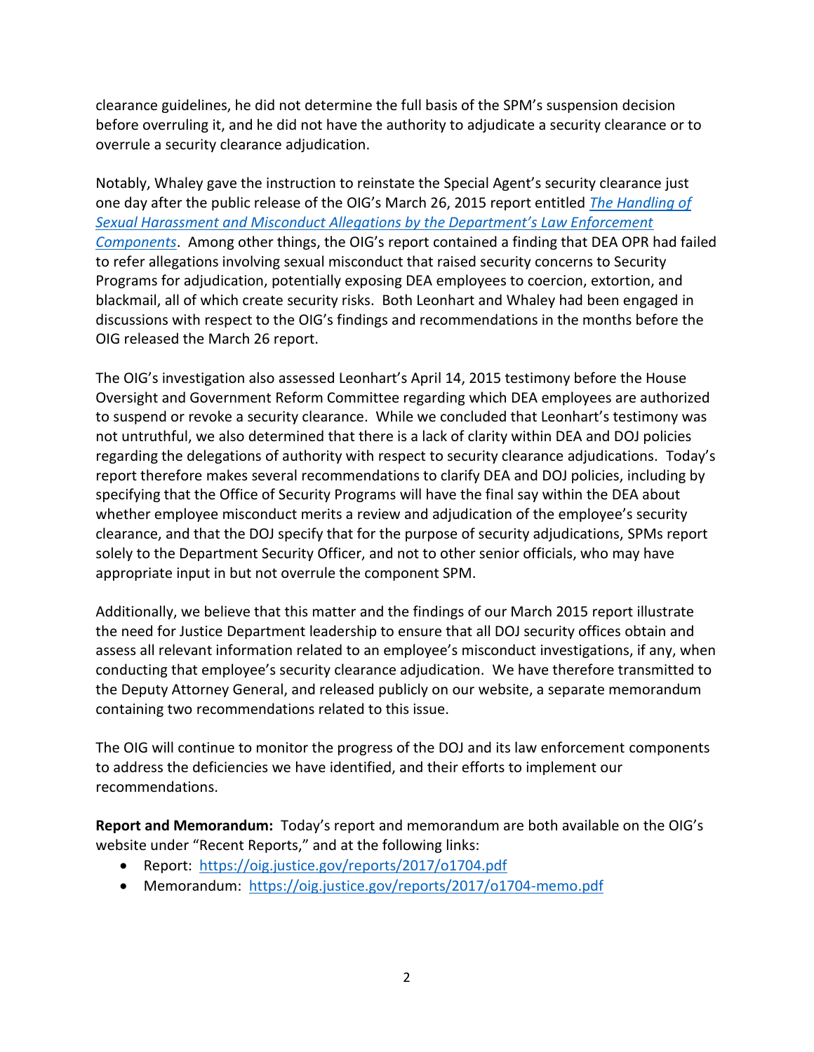clearance guidelines, he did not determine the full basis of the SPM's suspension decision before overruling it, and he did not have the authority to adjudicate a security clearance or to overrule a security clearance adjudication.

Notably, Whaley gave the instruction to reinstate the Special Agent's security clearance just one day after the public release of the OIG's March 26, 2015 report entitled *The Handling of Sexual Harassment and Misconduct Allegations by the Department's Law Enforcement Components*. Among other things, the OIG's report contained a finding that DEA OPR had failed to refer allegations involving sexual misconduct that raised security concerns to Security Programs for adjudication, potentially exposing DEA employees to coercion, extortion, and blackmail, all of which create security risks. Both Leonhart and Whaley had been engaged in discussions with respect to the OIG's findings and recommendations in the months before the OIG released the March 26 report.

The OIG's investigation also assessed Leonhart's April 14, 2015 testimony before the House Oversight and Government Reform Committee regarding which DEA employees are authorized to suspend or revoke a security clearance. While we concluded that Leonhart's testimony was not untruthful, we also determined that there is a lack of clarity within DEA and DOJ policies regarding the delegations of authority with respect to security clearance adjudications. Today's report therefore makes several recommendations to clarify DEA and DOJ policies, including by specifying that the Office of Security Programs will have the final say within the DEA about whether employee misconduct merits a review and adjudication of the employee's security clearance, and that the DOJ specify that for the purpose of security adjudications, SPMs report solely to the Department Security Officer, and not to other senior officials, who may have appropriate input in but not overrule the component SPM.

Additionally, we believe that this matter and the findings of our March 2015 report illustrate the need for Justice Department leadership to ensure that all DOJ security offices obtain and assess all relevant information related to an employee's misconduct investigations, if any, when conducting that employee's security clearance adjudication. We have therefore transmitted to the Deputy Attorney General, and released publicly on our website, a separate memorandum containing two recommendations related to this issue.

The OIG will continue to monitor the progress of the DOJ and its law enforcement components to address the deficiencies we have identified, and their efforts to implement our recommendations.

**Report and Memorandum:** Today's report and memorandum are both available on the OIG's website under "Recent Reports," and at the following links:

- Report: https://oig.justice.gov/reports/2017/o1704.pdf
- Memorandum: https://oig.justice.gov/reports/2017/o1704-memo.pdf